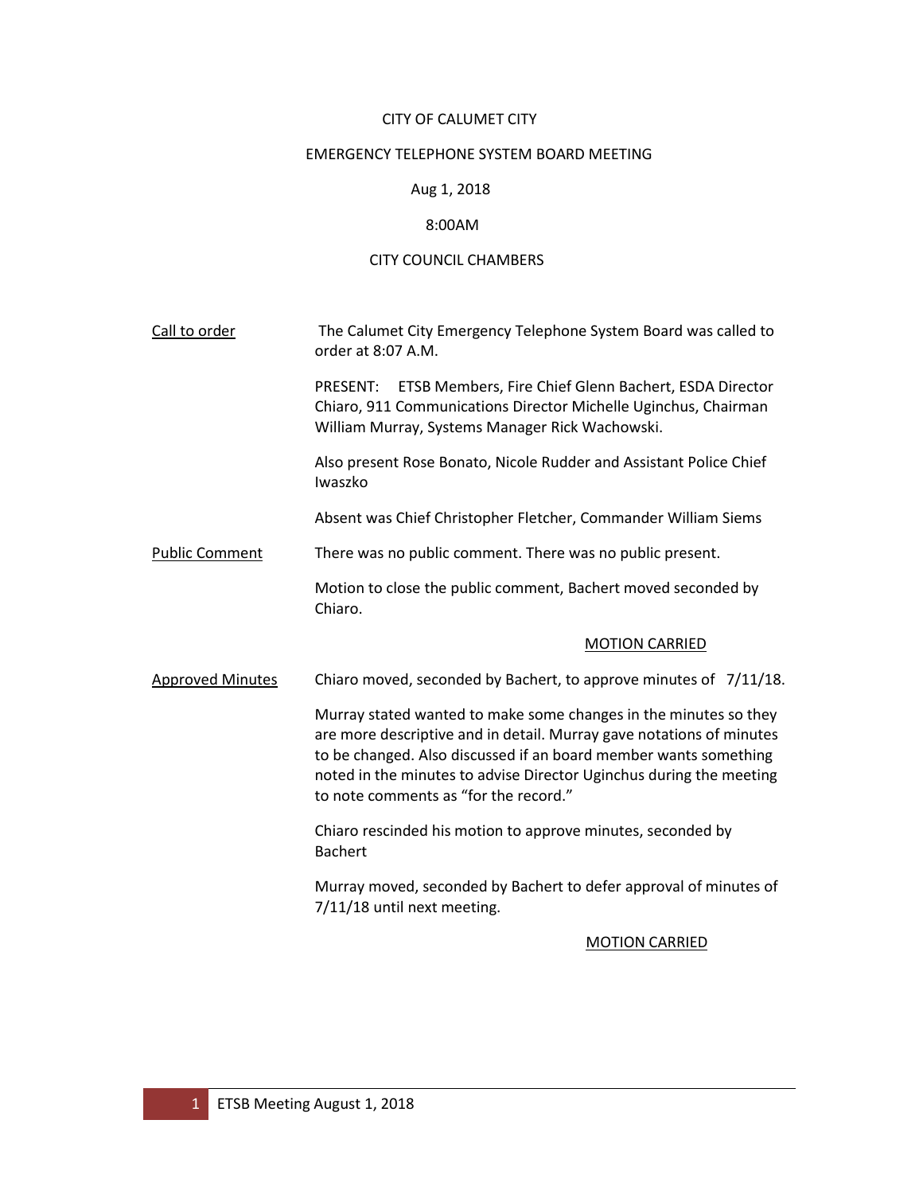CITY OF CALUMET CITY

EMERGENCY TELEPHONE SYSTEM BOARD MEETING

Aug 1, 2018

8:00AM

CITY COUNCIL CHAMBERS

<u>Call to order</u>

The Calumet City Emergency Telephone System Board was called to order at 8:07 A.M.

PRESENT: ETSB Members, Fire Chief Glenn Bachert, ESDA Director Chiaro, 911 Communications Director Michelle Uginchus, Chairman William Murray, Systems Manager Rick Wachowski.

Also present Rose Bonato, Nicole Rudder and Assistant Police Chief Iwaszko

Absent was Chief Christopher Fletcher, Commander William Siems

<u>Public Comment</u>

There was no public comment. There was no public present.

Motion to close the public comment, Bachert moved seconded by Chiaro.

<u>MOTION CARRIED</u>

<u>Approved Minutes</u>

Chiaro moved, seconded by Bachert, to approve minutes of 7/11/18.

Murray stated wanted to make some changes in the minutes so they are more descriptive and in detail. Murray gave notations of minutes to be changed. Also discussed if an board member wants something noted in the minutes to advise Director Uginchus during the meeting to note comments as "for the record."

Chiaro rescinded his motion to approve minutes, seconded by Bachert

Murray moved, seconded by Bachert to defer approval of minutes of 7/11/18 until next meeting.

<u>MOTION CARRIED</u>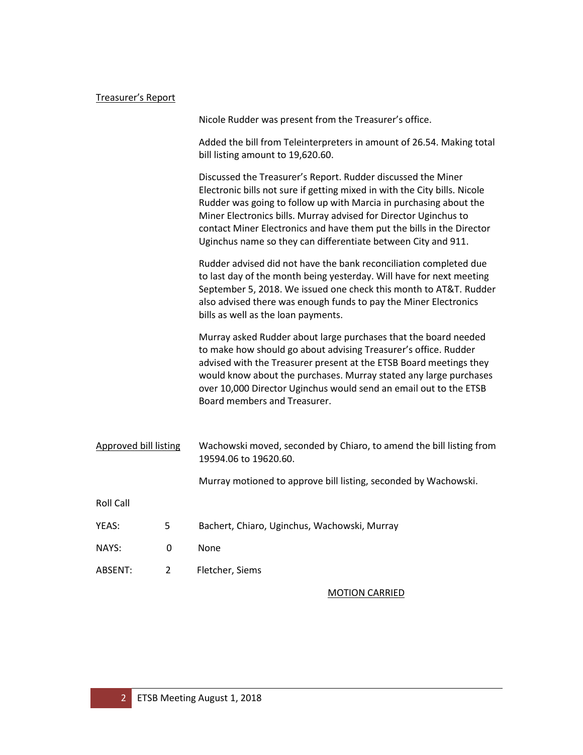## Treasurer's Report

Nicole Rudder was present from the Treasurer's office.

Added the bill from Teleinterpreters in amount of 26.54. Making total bill listing amount to 19,620.60.

Discussed the Treasurer's Report. Rudder discussed the Miner Electronic bills not sure if getting mixed in with the City bills. Nicole Rudder was going to follow up with Marcia in purchasing about the Miner Electronics bills. Murray advised for Director Uginchus to contact Miner Electronics and have them put the bills in the Director Uginchus name so they can differentiate between City and 911.

Rudder advised did not have the bank reconciliation completed due to last day of the month being yesterday. Will have for next meeting September 5, 2018. We issued one check this month to AT&T. Rudder also advised there was enough funds to pay the Miner Electronics bills as well as the loan payments.

Murray asked Rudder about large purchases that the board needed to make how should go about advising Treasurer's office. Rudder advised with the Treasurer present at the ETSB Board meetings they would know about the purchases. Murray stated any large purchases over 10,000 Director Uginchus would send an email out to the ETSB Board members and Treasurer.

## Approved bill listing

Wachowski moved, seconded by Chiaro, to amend the bill listing from 19594.06 to 19620.60.

Murray motioned to approve bill listing, seconded by Wachowski.

Roll Call

| | | |
|---|---|---|
| YEAS: | 5 | Bachert, Chiaro, Uginchus, Wachowski, Murray |
| NAYS: | 0 | None |
| ABSENT: | 2 | Fletcher, Siems |

MOTION CARRIED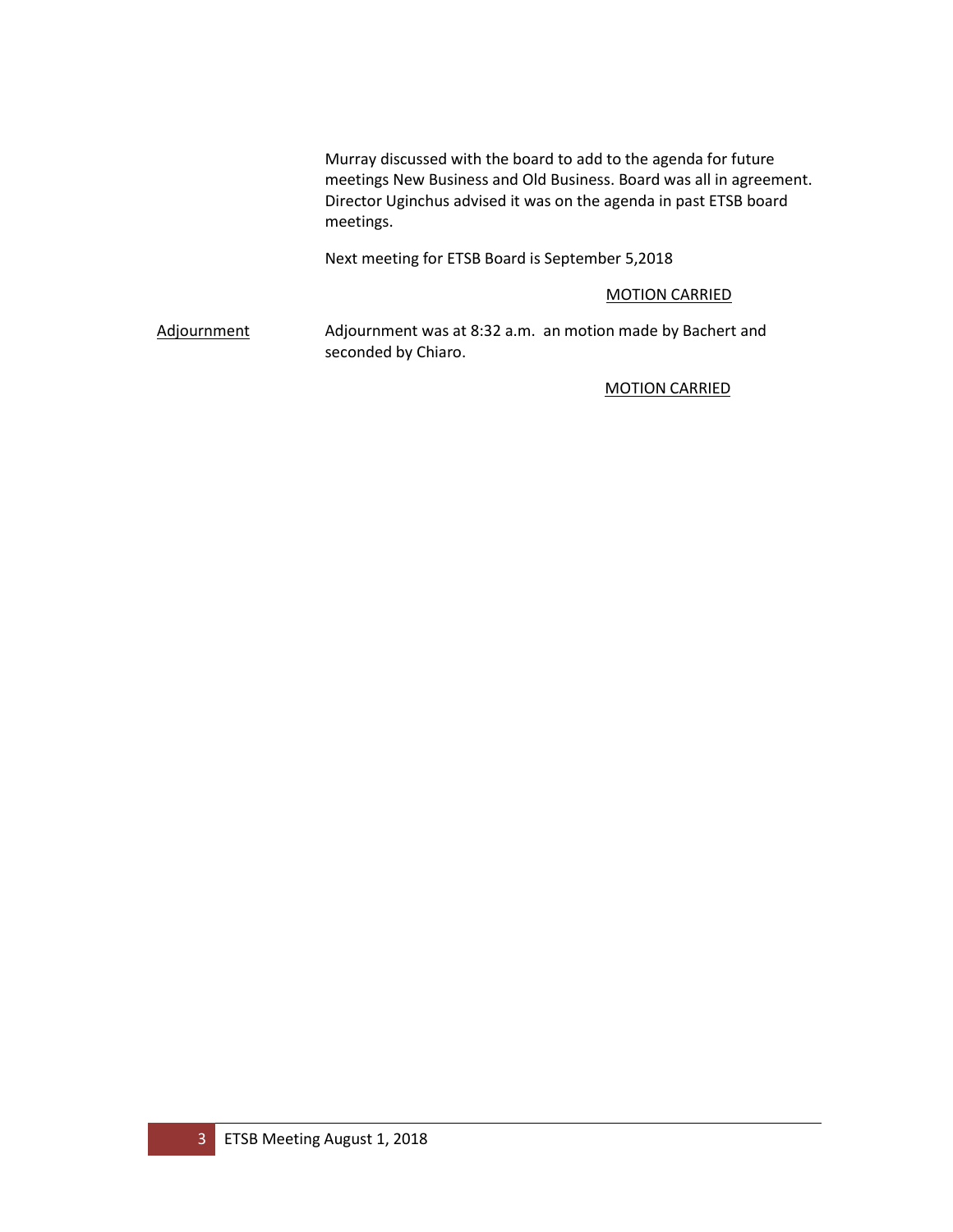Murray discussed with the board to add to the agenda for future meetings New Business and Old Business. Board was all in agreement. Director Uginchus advised it was on the agenda in past ETSB board meetings.

Next meeting for ETSB Board is September 5,2018

MOTION CARRIED

Adjournment

Adjournment was at 8:32 a.m. an motion made by Bachert and seconded by Chiaro.

MOTION CARRIED